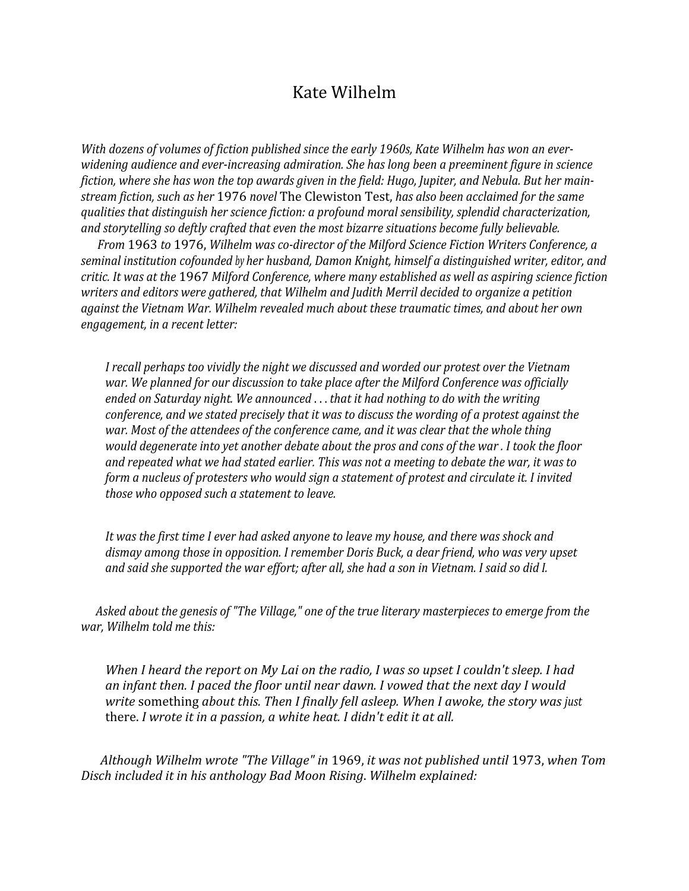# Kate Wilhelm

*With dozens of volumes of fiction published since the early 1960s, Kate Wilhelm has won an ever-widening audience and ever-increasing admiration. She has long been a preeminent figure in science fiction, where she has won the top awards given in the field: Hugo, Jupiter, and Nebula. But her mainstream fiction, such as her* 1976 *novel* The Clewiston Test, *has also been acclaimed for the same qualities that distinguish her science fiction: a profound moral sensibility, splendid characterization, and storytelling so deftly crafted that even the most bizarre situations become fully believable.*

*From* 1963 *to* 1976, *Wilhelm was co-director of the Milford Science Fiction Writers Conference, a seminal institution cofounded by her husband, Damon Knight, himself a distinguished writer, editor, and critic. It was at the* 1967 *Milford Conference, where many established as well as aspiring science fiction writers and editors were gathered, that Wilhelm and Judith Merril decided to organize a petition against the Vietnam War. Wilhelm revealed much about these traumatic times, and about her own engagement, in a recent letter:*

> *I recall perhaps too vividly the night we discussed and worded our protest over the Vietnam war. We planned for our discussion to take place after the Milford Conference was officially ended on Saturday night. We announced . . . that it had nothing to do with the writing conference, and we stated precisely that it was to discuss the wording of a protest against the war. Most of the attendees of the conference came, and it was clear that the whole thing would degenerate into yet another debate about the pros and cons of the war . I took the floor and repeated what we had stated earlier. This was not a meeting to debate the war, it was to form a nucleus of protesters who would sign a statement of protest and circulate it. I invited those who opposed such a statement to leave.*
>
> *It was the first time I ever had asked anyone to leave my house, and there was shock and dismay among those in opposition. I remember Doris Buck, a dear friend, who was very upset and said she supported the war effort; after all, she had a son in Vietnam. I said so did I.*

*Asked about the genesis of "The Village," one of the true literary masterpieces to emerge from the war, Wilhelm told me this:*

> *When I heard the report on My Lai on the radio, I was so upset I couldn't sleep. I had an infant then. I paced the floor until near dawn. I vowed that the next day I would write* something *about this. Then I finally fell asleep. When I awoke, the story was* just there. *I wrote it in a passion, a white heat. I didn't edit it at all.*

*Although Wilhelm wrote "The Village" in* 1969, *it was not published until* 1973, *when Tom Disch included it in his anthology Bad Moon Rising. Wilhelm explained:*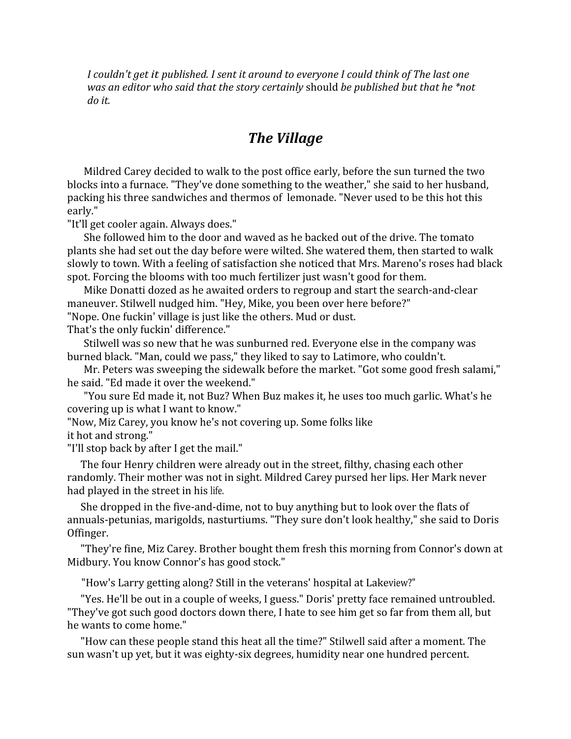*I couldn't get it published. I sent it around to everyone I could think of The last one was an editor who said that the story certainly* should *be published but that he *not do it.*

## *The Village*

Mildred Carey decided to walk to the post office early, before the sun turned the two blocks into a furnace. "They've done something to the weather," she said to her husband, packing his three sandwiches and thermos of lemonade. "Never used to be this hot this early."

"It'll get cooler again. Always does."

She followed him to the door and waved as he backed out of the drive. The tomato plants she had set out the day before were wilted. She watered them, then started to walk slowly to town. With a feeling of satisfaction she noticed that Mrs. Mareno's roses had black spot. Forcing the blooms with too much fertilizer just wasn't good for them.

Mike Donatti dozed as he awaited orders to regroup and start the search-and-clear maneuver. Stilwell nudged him. "Hey, Mike, you been over here before?"

"Nope. One fuckin' village is just like the others. Mud or dust.
That's the only fuckin' difference."

Stilwell was so new that he was sunburned red. Everyone else in the company was burned black. "Man, could we pass," they liked to say to Latimore, who couldn't.

Mr. Peters was sweeping the sidewalk before the market. "Got some good fresh salami," he said. "Ed made it over the weekend."

"You sure Ed made it, not Buz? When Buz makes it, he uses too much garlic. What's he covering up is what I want to know."

"Now, Miz Carey, you know he's not covering up. Some folks like
it hot and strong."

"I'll stop back by after I get the mail."

The four Henry children were already out in the street, filthy, chasing each other randomly. Their mother was not in sight. Mildred Carey pursed her lips. Her Mark never had played in the street in his life.

She dropped in the five-and-dime, not to buy anything but to look over the flats of annuals-petunias, marigolds, nasturtiums. "They sure don't look healthy," she said to Doris Offinger.

"They're fine, Miz Carey. Brother bought them fresh this morning from Connor's down at Midbury. You know Connor's has good stock."

"How's Larry getting along? Still in the veterans' hospital at Lakeview?"

"Yes. He'll be out in a couple of weeks, I guess." Doris' pretty face remained untroubled. "They've got such good doctors down there, I hate to see him get so far from them all, but he wants to come home."

"How can these people stand this heat all the time?" Stilwell said after a moment. The sun wasn't up yet, but it was eighty-six degrees, humidity near one hundred percent.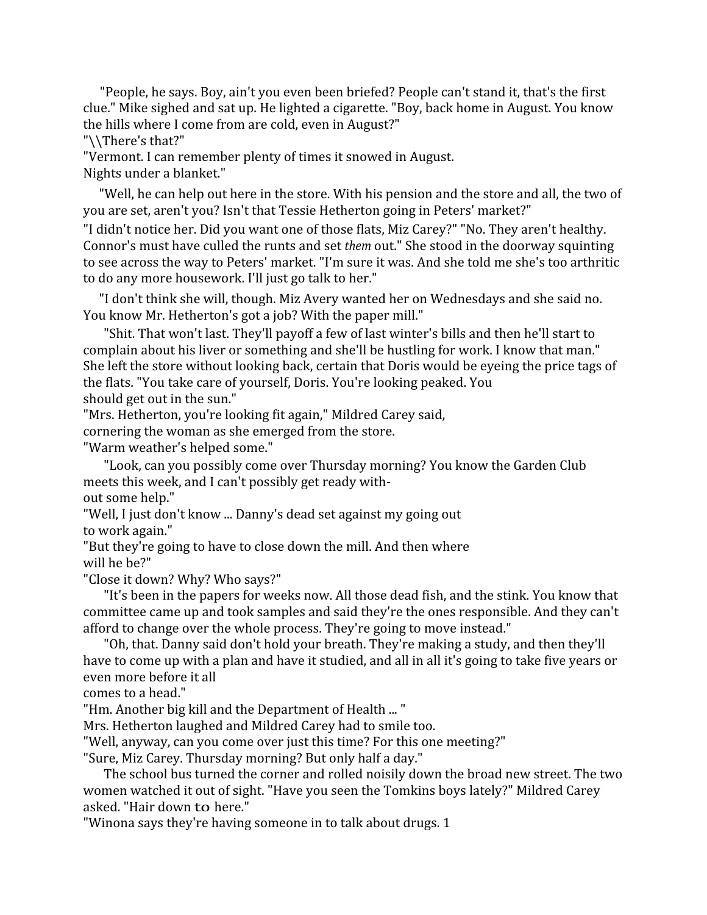"People, he says. Boy, ain't you even been briefed? People can't stand it, that's the first clue." Mike sighed and sat up. He lighted a cigarette. "Boy, back home in August. You know the hills where I come from are cold, even in August?"

"\\There's that?"

"Vermont. I can remember plenty of times it snowed in August. Nights under a blanket."

"Well, he can help out here in the store. With his pension and the store and all, the two of you are set, aren't you? Isn't that Tessie Hetherton going in Peters' market?"

"I didn't notice her. Did you want one of those flats, Miz Carey?" "No. They aren't healthy. Connor's must have culled the runts and set *them* out." She stood in the doorway squinting to see across the way to Peters' market. "I'm sure it was. And she told me she's too arthritic to do any more housework. I'll just go talk to her."

"I don't think she will, though. Miz Avery wanted her on Wednesdays and she said no. You know Mr. Hetherton's got a job? With the paper mill."

"Shit. That won't last. They'll payoff a few of last winter's bills and then he'll start to complain about his liver or something and she'll be hustling for work. I know that man." She left the store without looking back, certain that Doris would be eyeing the price tags of the flats. "You take care of yourself, Doris. You're looking peaked. You should get out in the sun."

"Mrs. Hetherton, you're looking fit again," Mildred Carey said, cornering the woman as she emerged from the store.

"Warm weather's helped some."

"Look, can you possibly come over Thursday morning? You know the Garden Club meets this week, and I can't possibly get ready without some help."

"Well, I just don't know ... Danny's dead set against my going out to work again."

"But they're going to have to close down the mill. And then where will he be?"

"Close it down? Why? Who says?"

"It's been in the papers for weeks now. All those dead fish, and the stink. You know that committee came up and took samples and said they're the ones responsible. And they can't afford to change over the whole process. They're going to move instead."

"Oh, that. Danny said don't hold your breath. They're making a study, and then they'll have to come up with a plan and have it studied, and all in all it's going to take five years or even more before it all comes to a head."

"Hm. Another big kill and the Department of Health ... "

Mrs. Hetherton laughed and Mildred Carey had to smile too.

"Well, anyway, can you come over just this time? For this one meeting?"

"Sure, Miz Carey. Thursday morning? But only half a day."

The school bus turned the corner and rolled noisily down the broad new street. The two women watched it out of sight. "Have you seen the Tomkins boys lately?" Mildred Carey asked. "Hair down to here."

"Winona says they're having someone in to talk about drugs. 1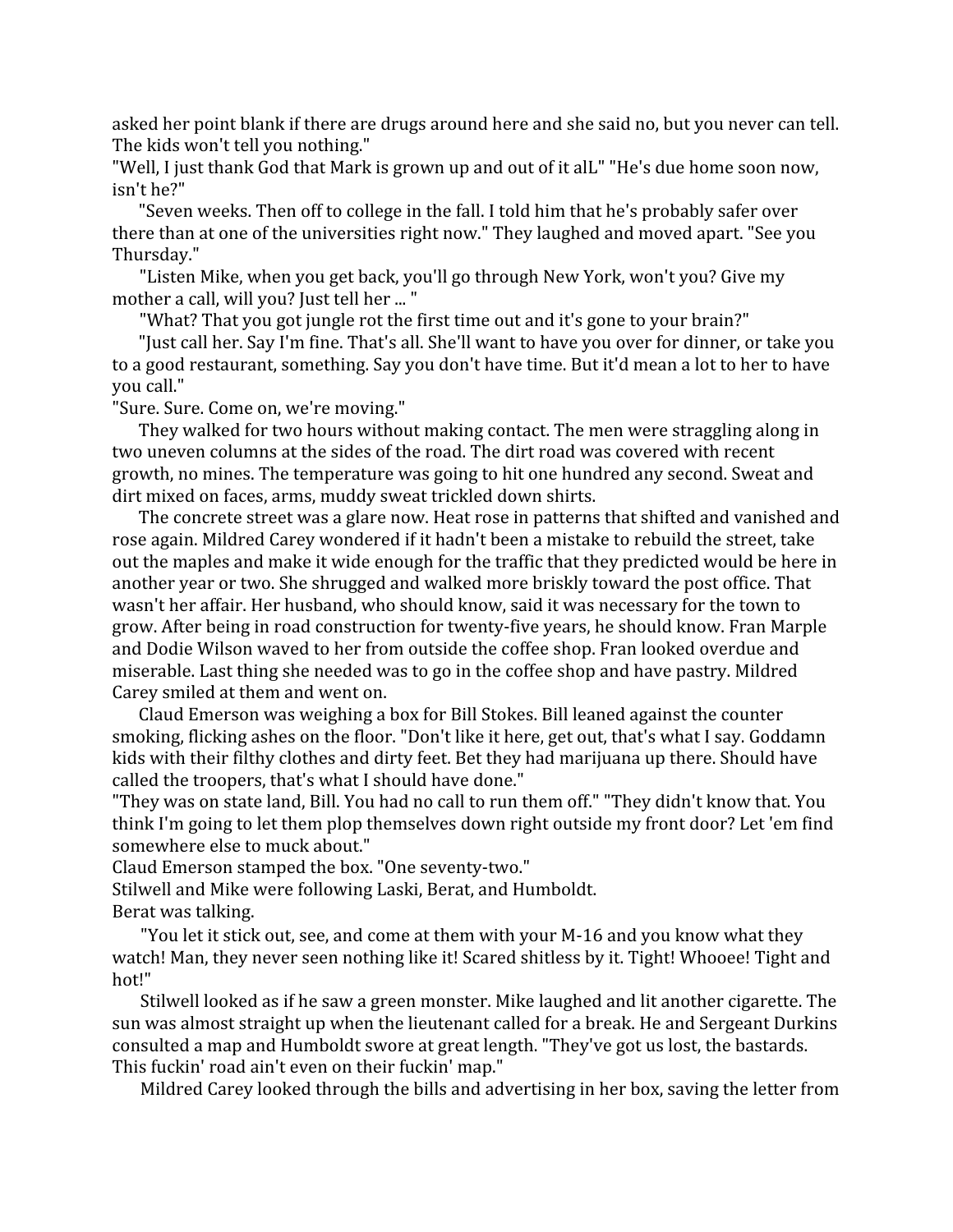asked her point blank if there are drugs around here and she said no, but you never can tell. The kids won't tell you nothing."

"Well, I just thank God that Mark is grown up and out of it alL" "He's due home soon now, isn't he?"

"Seven weeks. Then off to college in the fall. I told him that he's probably safer over there than at one of the universities right now." They laughed and moved apart. "See you Thursday."

"Listen Mike, when you get back, you'll go through New York, won't you? Give my mother a call, will you? Just tell her ... "

"What? That you got jungle rot the first time out and it's gone to your brain?"

"Just call her. Say I'm fine. That's all. She'll want to have you over for dinner, or take you to a good restaurant, something. Say you don't have time. But it'd mean a lot to her to have you call."

"Sure. Sure. Come on, we're moving."

They walked for two hours without making contact. The men were straggling along in two uneven columns at the sides of the road. The dirt road was covered with recent growth, no mines. The temperature was going to hit one hundred any second. Sweat and dirt mixed on faces, arms, muddy sweat trickled down shirts.

The concrete street was a glare now. Heat rose in patterns that shifted and vanished and rose again. Mildred Carey wondered if it hadn't been a mistake to rebuild the street, take out the maples and make it wide enough for the traffic that they predicted would be here in another year or two. She shrugged and walked more briskly toward the post office. That wasn't her affair. Her husband, who should know, said it was necessary for the town to grow. After being in road construction for twenty-five years, he should know. Fran Marple and Dodie Wilson waved to her from outside the coffee shop. Fran looked overdue and miserable. Last thing she needed was to go in the coffee shop and have pastry. Mildred Carey smiled at them and went on.

Claud Emerson was weighing a box for Bill Stokes. Bill leaned against the counter smoking, flicking ashes on the floor. "Don't like it here, get out, that's what I say. Goddamn kids with their filthy clothes and dirty feet. Bet they had marijuana up there. Should have called the troopers, that's what I should have done."

"They was on state land, Bill. You had no call to run them off." "They didn't know that. You think I'm going to let them plop themselves down right outside my front door? Let 'em find somewhere else to muck about."

Claud Emerson stamped the box. "One seventy-two."

Stilwell and Mike were following Laski, Berat, and Humboldt.

Berat was talking.

"You let it stick out, see, and come at them with your M-16 and you know what they watch! Man, they never seen nothing like it! Scared shitless by it. Tight! Whooee! Tight and hot!"

Stilwell looked as if he saw a green monster. Mike laughed and lit another cigarette. The sun was almost straight up when the lieutenant called for a break. He and Sergeant Durkins consulted a map and Humboldt swore at great length. "They've got us lost, the bastards. This fuckin' road ain't even on their fuckin' map."

Mildred Carey looked through the bills and advertising in her box, saving the letter from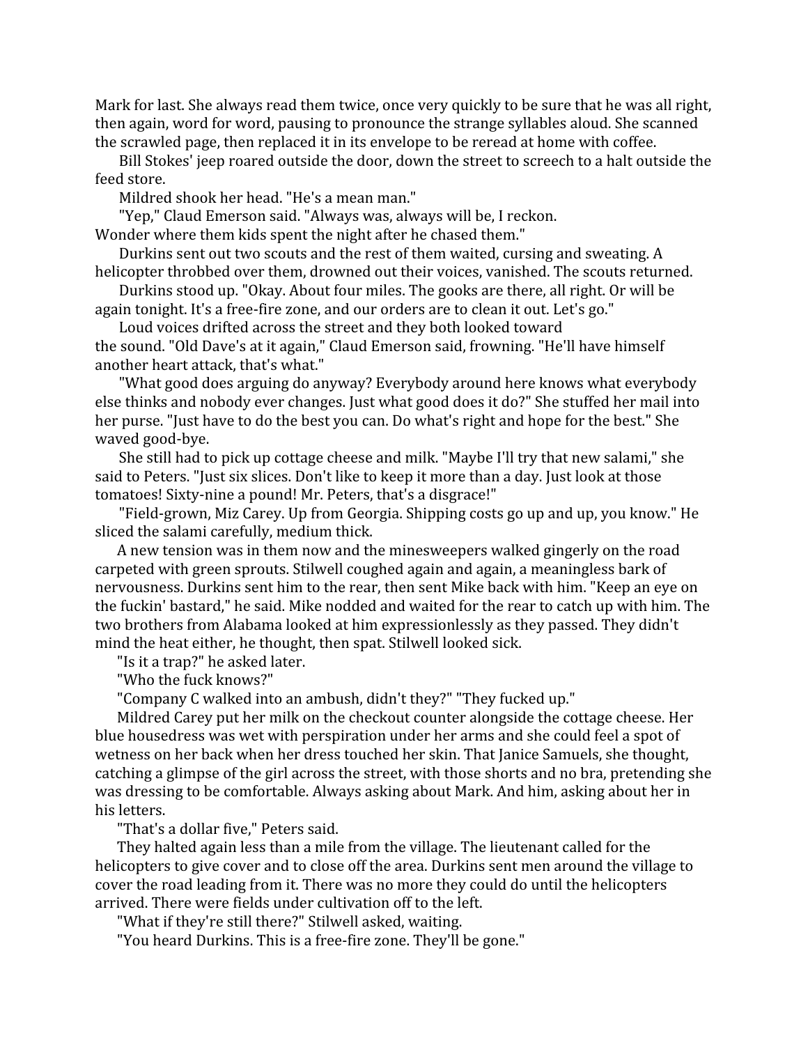Mark for last. She always read them twice, once very quickly to be sure that he was all right, then again, word for word, pausing to pronounce the strange syllables aloud. She scanned the scrawled page, then replaced it in its envelope to be reread at home with coffee.

Bill Stokes' jeep roared outside the door, down the street to screech to a halt outside the feed store.

Mildred shook her head. "He's a mean man."

"Yep," Claud Emerson said. "Always was, always will be, I reckon. Wonder where them kids spent the night after he chased them."

Durkins sent out two scouts and the rest of them waited, cursing and sweating. A helicopter throbbed over them, drowned out their voices, vanished. The scouts returned.

Durkins stood up. "Okay. About four miles. The gooks are there, all right. Or will be again tonight. It's a free-fire zone, and our orders are to clean it out. Let's go."

Loud voices drifted across the street and they both looked toward the sound. "Old Dave's at it again," Claud Emerson said, frowning. "He'll have himself another heart attack, that's what."

"What good does arguing do anyway? Everybody around here knows what everybody else thinks and nobody ever changes. Just what good does it do?" She stuffed her mail into her purse. "Just have to do the best you can. Do what's right and hope for the best." She waved good-bye.

She still had to pick up cottage cheese and milk. "Maybe I'll try that new salami," she said to Peters. "Just six slices. Don't like to keep it more than a day. Just look at those tomatoes! Sixty-nine a pound! Mr. Peters, that's a disgrace!"

"Field-grown, Miz Carey. Up from Georgia. Shipping costs go up and up, you know." He sliced the salami carefully, medium thick.

A new tension was in them now and the minesweepers walked gingerly on the road carpeted with green sprouts. Stilwell coughed again and again, a meaningless bark of nervousness. Durkins sent him to the rear, then sent Mike back with him. "Keep an eye on the fuckin' bastard," he said. Mike nodded and waited for the rear to catch up with him. The two brothers from Alabama looked at him expressionlessly as they passed. They didn't mind the heat either, he thought, then spat. Stilwell looked sick.

"Is it a trap?" he asked later.

"Who the fuck knows?"

"Company C walked into an ambush, didn't they?" "They fucked up."

Mildred Carey put her milk on the checkout counter alongside the cottage cheese. Her blue housedress was wet with perspiration under her arms and she could feel a spot of wetness on her back when her dress touched her skin. That Janice Samuels, she thought, catching a glimpse of the girl across the street, with those shorts and no bra, pretending she was dressing to be comfortable. Always asking about Mark. And him, asking about her in his letters.

"That's a dollar five," Peters said.

They halted again less than a mile from the village. The lieutenant called for the helicopters to give cover and to close off the area. Durkins sent men around the village to cover the road leading from it. There was no more they could do until the helicopters arrived. There were fields under cultivation off to the left.

"What if they're still there?" Stilwell asked, waiting.

"You heard Durkins. This is a free-fire zone. They'll be gone."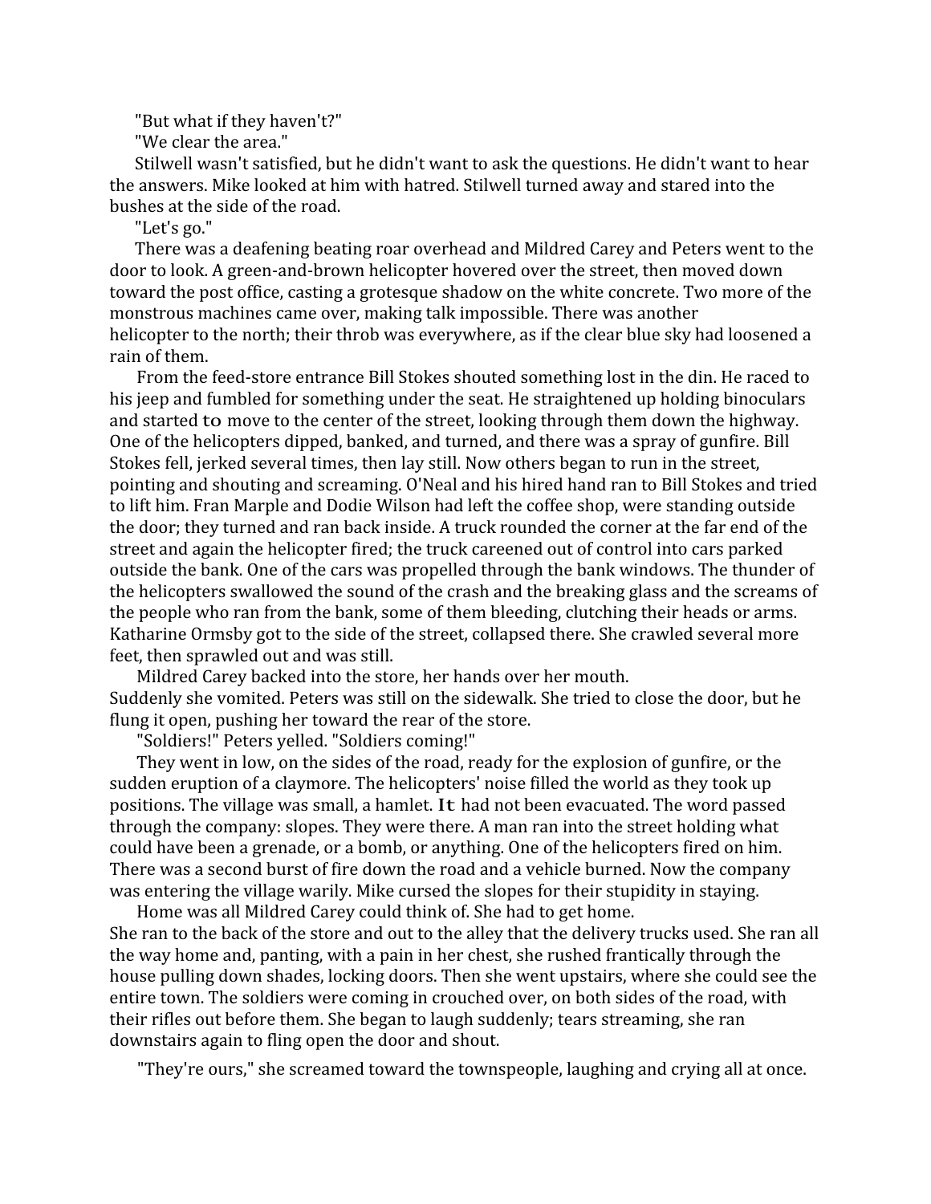"But what if they haven't?"

"We clear the area."

Stilwell wasn't satisfied, but he didn't want to ask the questions. He didn't want to hear the answers. Mike looked at him with hatred. Stilwell turned away and stared into the bushes at the side of the road.

"Let's go."

There was a deafening beating roar overhead and Mildred Carey and Peters went to the door to look. A green-and-brown helicopter hovered over the street, then moved down toward the post office, casting a grotesque shadow on the white concrete. Two more of the monstrous machines came over, making talk impossible. There was another helicopter to the north; their throb was everywhere, as if the clear blue sky had loosened a rain of them.

From the feed-store entrance Bill Stokes shouted something lost in the din. He raced to his jeep and fumbled for something under the seat. He straightened up holding binoculars and started to move to the center of the street, looking through them down the highway. One of the helicopters dipped, banked, and turned, and there was a spray of gunfire. Bill Stokes fell, jerked several times, then lay still. Now others began to run in the street, pointing and shouting and screaming. O'Neal and his hired hand ran to Bill Stokes and tried to lift him. Fran Marple and Dodie Wilson had left the coffee shop, were standing outside the door; they turned and ran back inside. A truck rounded the corner at the far end of the street and again the helicopter fired; the truck careened out of control into cars parked outside the bank. One of the cars was propelled through the bank windows. The thunder of the helicopters swallowed the sound of the crash and the breaking glass and the screams of the people who ran from the bank, some of them bleeding, clutching their heads or arms. Katharine Ormsby got to the side of the street, collapsed there. She crawled several more feet, then sprawled out and was still.

Mildred Carey backed into the store, her hands over her mouth. Suddenly she vomited. Peters was still on the sidewalk. She tried to close the door, but he flung it open, pushing her toward the rear of the store.

"Soldiers!" Peters yelled. "Soldiers coming!"

They went in low, on the sides of the road, ready for the explosion of gunfire, or the sudden eruption of a claymore. The helicopters' noise filled the world as they took up positions. The village was small, a hamlet. It had not been evacuated. The word passed through the company: slopes. They were there. A man ran into the street holding what could have been a grenade, or a bomb, or anything. One of the helicopters fired on him. There was a second burst of fire down the road and a vehicle burned. Now the company was entering the village warily. Mike cursed the slopes for their stupidity in staying.

Home was all Mildred Carey could think of. She had to get home. She ran to the back of the store and out to the alley that the delivery trucks used. She ran all the way home and, panting, with a pain in her chest, she rushed frantically through the house pulling down shades, locking doors. Then she went upstairs, where she could see the entire town. The soldiers were coming in crouched over, on both sides of the road, with their rifles out before them. She began to laugh suddenly; tears streaming, she ran downstairs again to fling open the door and shout.

"They're ours," she screamed toward the townspeople, laughing and crying all at once.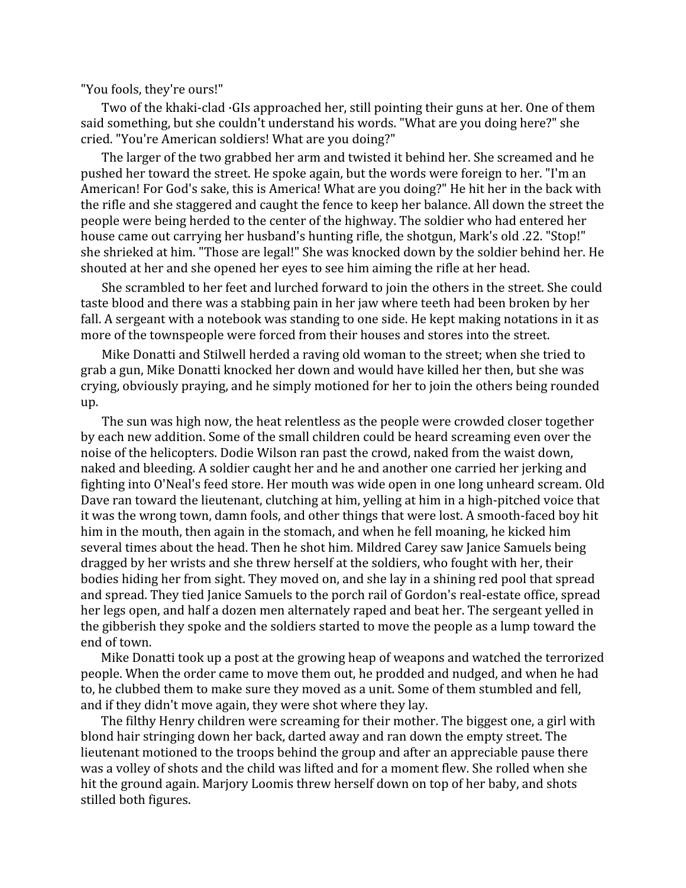"You fools, they're ours!"

Two of the khaki-clad ·GIs approached her, still pointing their guns at her. One of them said something, but she couldn't understand his words. "What are you doing here?" she cried. "You're American soldiers! What are you doing?"

The larger of the two grabbed her arm and twisted it behind her. She screamed and he pushed her toward the street. He spoke again, but the words were foreign to her. "I'm an American! For God's sake, this is America! What are you doing?" He hit her in the back with the rifle and she staggered and caught the fence to keep her balance. All down the street the people were being herded to the center of the highway. The soldier who had entered her house came out carrying her husband's hunting rifle, the shotgun, Mark's old .22. "Stop!" she shrieked at him. "Those are legal!" She was knocked down by the soldier behind her. He shouted at her and she opened her eyes to see him aiming the rifle at her head.

She scrambled to her feet and lurched forward to join the others in the street. She could taste blood and there was a stabbing pain in her jaw where teeth had been broken by her fall. A sergeant with a notebook was standing to one side. He kept making notations in it as more of the townspeople were forced from their houses and stores into the street.

Mike Donatti and Stilwell herded a raving old woman to the street; when she tried to grab a gun, Mike Donatti knocked her down and would have killed her then, but she was crying, obviously praying, and he simply motioned for her to join the others being rounded up.

The sun was high now, the heat relentless as the people were crowded closer together by each new addition. Some of the small children could be heard screaming even over the noise of the helicopters. Dodie Wilson ran past the crowd, naked from the waist down, naked and bleeding. A soldier caught her and he and another one carried her jerking and fighting into O'Neal's feed store. Her mouth was wide open in one long unheard scream. Old Dave ran toward the lieutenant, clutching at him, yelling at him in a high-pitched voice that it was the wrong town, damn fools, and other things that were lost. A smooth-faced boy hit him in the mouth, then again in the stomach, and when he fell moaning, he kicked him several times about the head. Then he shot him. Mildred Carey saw Janice Samuels being dragged by her wrists and she threw herself at the soldiers, who fought with her, their bodies hiding her from sight. They moved on, and she lay in a shining red pool that spread and spread. They tied Janice Samuels to the porch rail of Gordon's real-estate office, spread her legs open, and half a dozen men alternately raped and beat her. The sergeant yelled in the gibberish they spoke and the soldiers started to move the people as a lump toward the end of town.

Mike Donatti took up a post at the growing heap of weapons and watched the terrorized people. When the order came to move them out, he prodded and nudged, and when he had to, he clubbed them to make sure they moved as a unit. Some of them stumbled and fell, and if they didn't move again, they were shot where they lay.

The filthy Henry children were screaming for their mother. The biggest one, a girl with blond hair stringing down her back, darted away and ran down the empty street. The lieutenant motioned to the troops behind the group and after an appreciable pause there was a volley of shots and the child was lifted and for a moment flew. She rolled when she hit the ground again. Marjory Loomis threw herself down on top of her baby, and shots stilled both figures.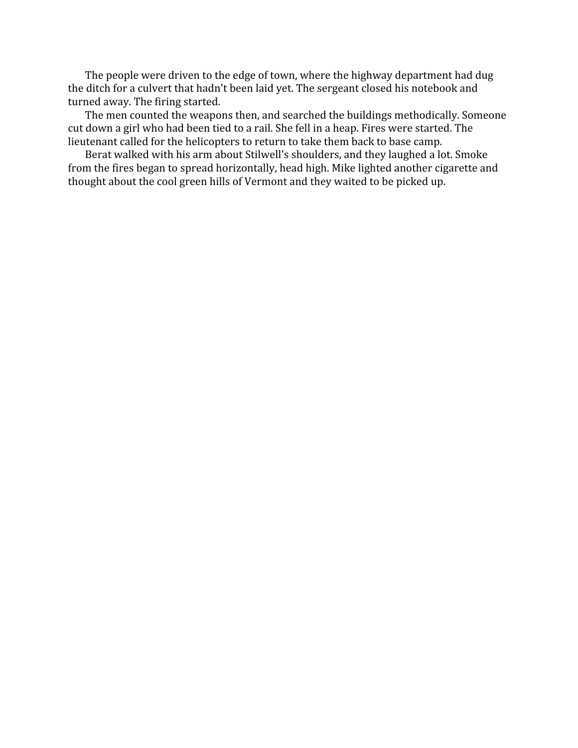The people were driven to the edge of town, where the highway department had dug the ditch for a culvert that hadn't been laid yet. The sergeant closed his notebook and turned away. The firing started.

The men counted the weapons then, and searched the buildings methodically. Someone cut down a girl who had been tied to a rail. She fell in a heap. Fires were started. The lieutenant called for the helicopters to return to take them back to base camp.

Berat walked with his arm about Stilwell's shoulders, and they laughed a lot. Smoke from the fires began to spread horizontally, head high. Mike lighted another cigarette and thought about the cool green hills of Vermont and they waited to be picked up.